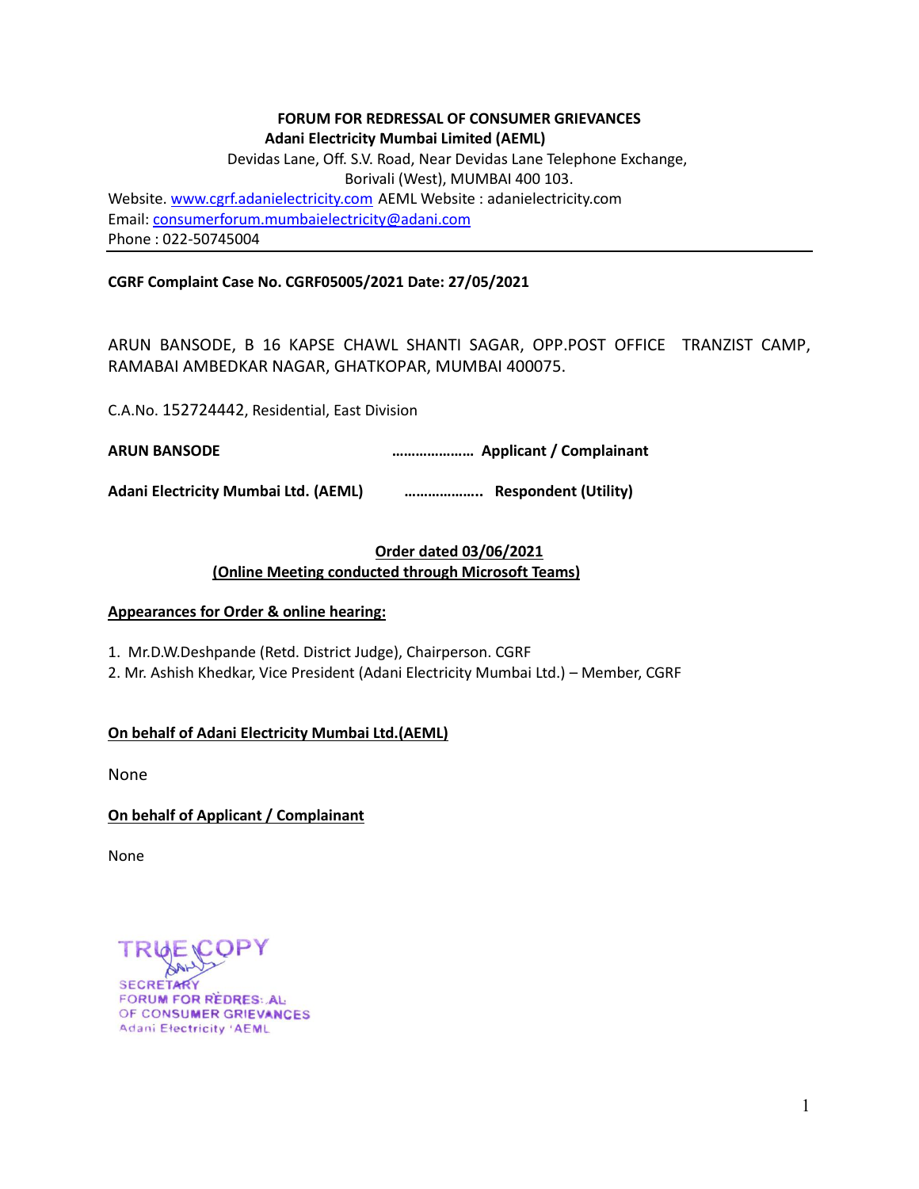**FORUM FOR REDRESSAL OF CONSUMER GRIEVANCES**
**Adani Electricity Mumbai Limited (AEML)**
Devidas Lane, Off. S.V. Road, Near Devidas Lane Telephone Exchange,
Borivali (West), MUMBAI 400 103.
Website. www.cgrf.adanielectricity.com AEML Website : adanielectricity.com
Email: consumerforum.mumbaielectricity@adani.com
Phone : 022-50745004

---

**CGRF Complaint Case No. CGRF05005/2021 Date: 27/05/2021**

ARUN BANSODE, B 16 KAPSE CHAWL SHANTI SAGAR, OPP.POST OFFICE TRANZIST CAMP, RAMABAI AMBEDKAR NAGAR, GHATKOPAR, MUMBAI 400075.

C.A.No. 152724442, Residential, East Division

**ARUN BANSODE** ………………… **Applicant / Complainant**

**Adani Electricity Mumbai Ltd. (AEML)** ……………….. **Respondent (Utility)**

**Order dated 03/06/2021**
**(Online Meeting conducted through Microsoft Teams)**

**Appearances for Order & online hearing:**

1. Mr.D.W.Deshpande (Retd. District Judge), Chairperson. CGRF
2. Mr. Ashish Khedkar, Vice President (Adani Electricity Mumbai Ltd.) – Member, CGRF

**On behalf of Adani Electricity Mumbai Ltd.(AEML)**

None

**On behalf of Applicant / Complainant**

None

TRUE COPY
SECRETARY
FORUM FOR REDRESSAL
OF CONSUMER GRIEVANCES
Adani Electricity 'AEML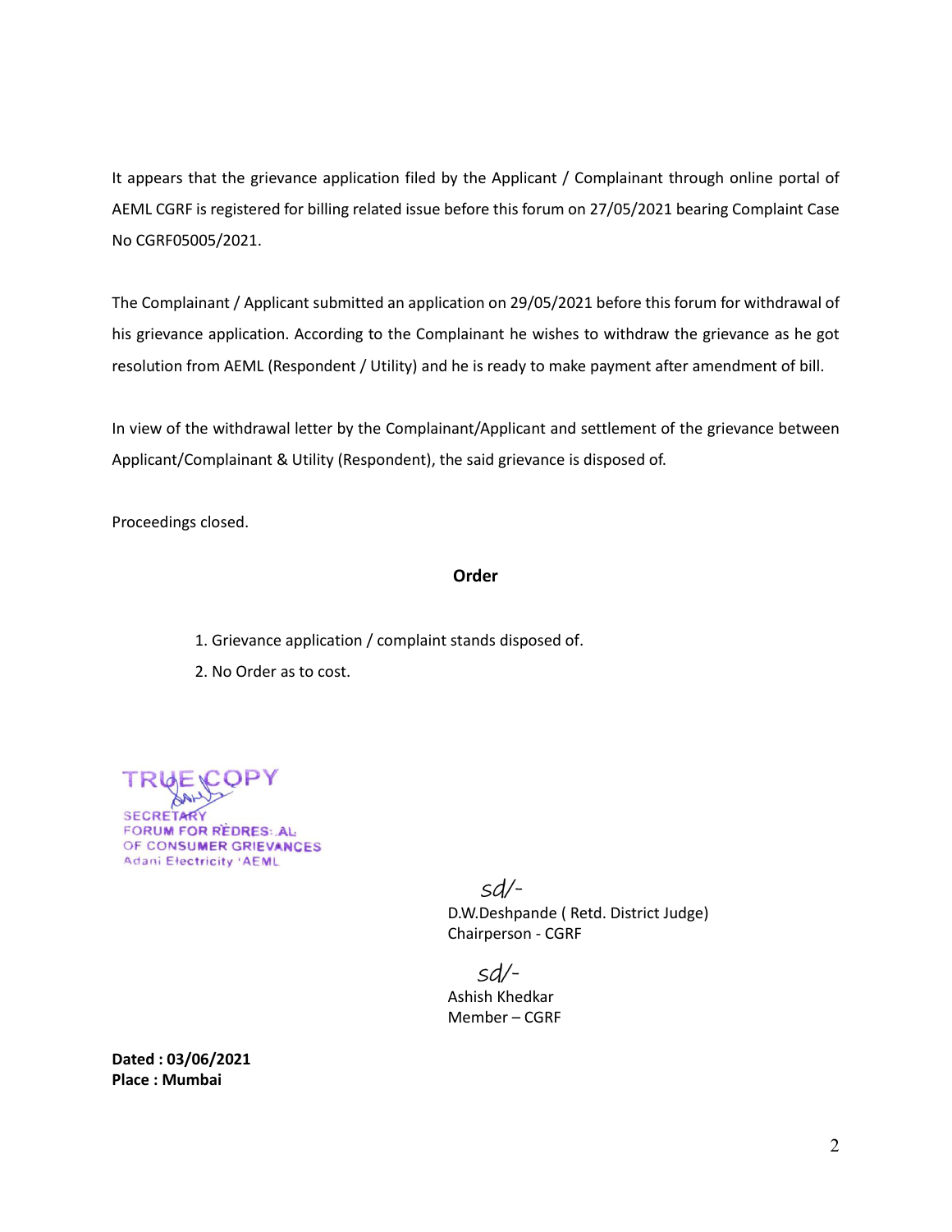It appears that the grievance application filed by the Applicant / Complainant through online portal of AEML CGRF is registered for billing related issue before this forum on 27/05/2021 bearing Complaint Case No CGRF05005/2021.

The Complainant / Applicant submitted an application on 29/05/2021 before this forum for withdrawal of his grievance application. According to the Complainant he wishes to withdraw the grievance as he got resolution from AEML (Respondent / Utility) and he is ready to make payment after amendment of bill.

In view of the withdrawal letter by the Complainant/Applicant and settlement of the grievance between Applicant/Complainant & Utility (Respondent), the said grievance is disposed of.

Proceedings closed.

**Order**

1. Grievance application / complaint stands disposed of.
2. No Order as to cost.

TRUE COPY
SECRETARY
FORUM FOR REDRESSAL
OF CONSUMER GRIEVANCES
Adani Electricity (AEML

sd/-
D.W.Deshpande ( Retd. District Judge)
Chairperson - CGRF

sd/-
Ashish Khedkar
Member – CGRF

**Dated : 03/06/2021**
**Place : Mumbai**